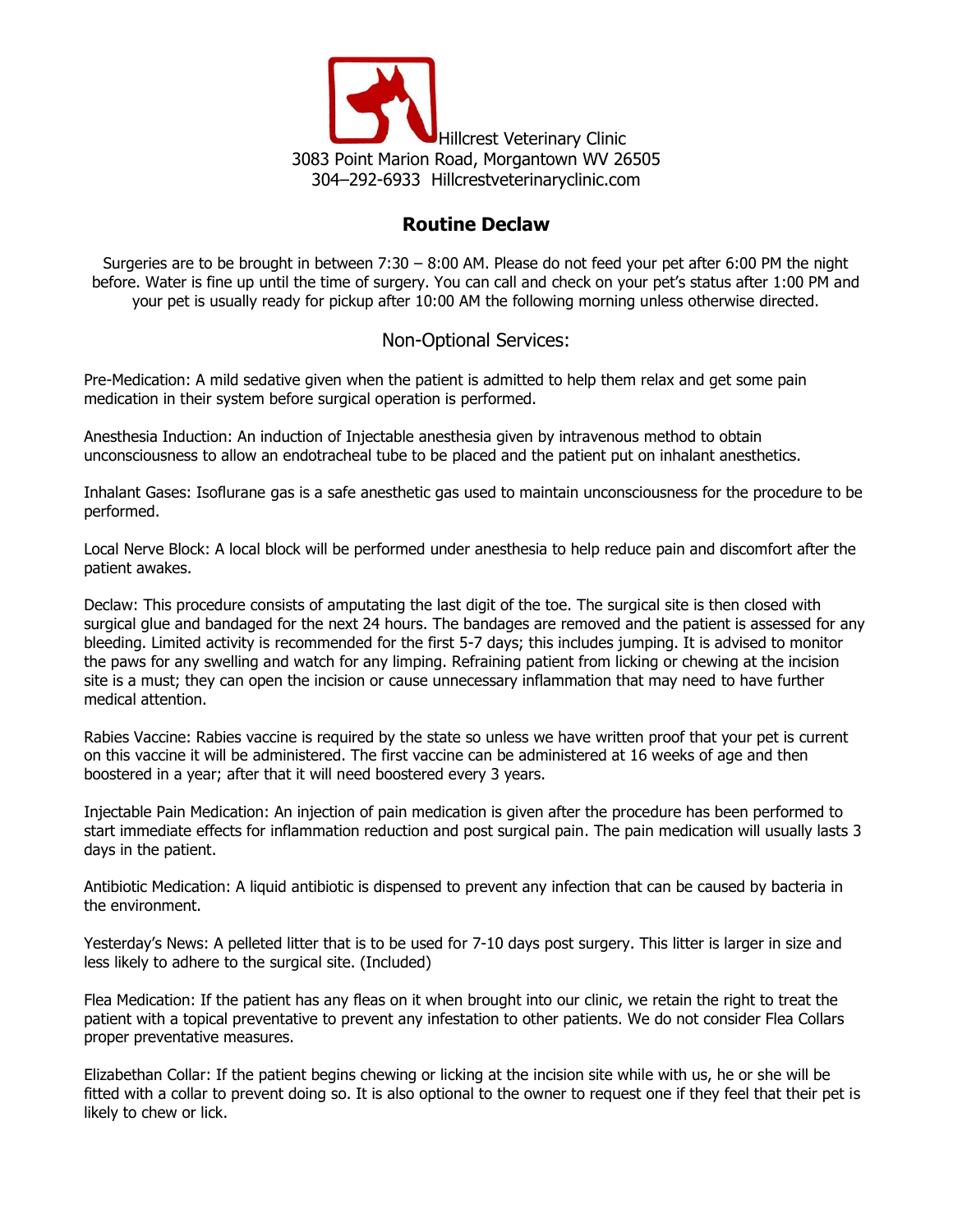Hillcrest Veterinary Clinic
3083 Point Marion Road, Morgantown WV 26505
304–292-6933 Hillcrestveterinaryclinic.com

# Routine Declaw

Surgeries are to be brought in between 7:30 – 8:00 AM. Please do not feed your pet after 6:00 PM the night before. Water is fine up until the time of surgery. You can call and check on your pet's status after 1:00 PM and your pet is usually ready for pickup after 10:00 AM the following morning unless otherwise directed.

## Non-Optional Services:

Pre-Medication: A mild sedative given when the patient is admitted to help them relax and get some pain medication in their system before surgical operation is performed.

Anesthesia Induction: An induction of Injectable anesthesia given by intravenous method to obtain unconsciousness to allow an endotracheal tube to be placed and the patient put on inhalant anesthetics.

Inhalant Gases: Isoflurane gas is a safe anesthetic gas used to maintain unconsciousness for the procedure to be performed.

Local Nerve Block: A local block will be performed under anesthesia to help reduce pain and discomfort after the patient awakes.

Declaw: This procedure consists of amputating the last digit of the toe. The surgical site is then closed with surgical glue and bandaged for the next 24 hours. The bandages are removed and the patient is assessed for any bleeding. Limited activity is recommended for the first 5-7 days; this includes jumping. It is advised to monitor the paws for any swelling and watch for any limping. Refraining patient from licking or chewing at the incision site is a must; they can open the incision or cause unnecessary inflammation that may need to have further medical attention.

Rabies Vaccine: Rabies vaccine is required by the state so unless we have written proof that your pet is current on this vaccine it will be administered. The first vaccine can be administered at 16 weeks of age and then boostered in a year; after that it will need boostered every 3 years.

Injectable Pain Medication: An injection of pain medication is given after the procedure has been performed to start immediate effects for inflammation reduction and post surgical pain. The pain medication will usually lasts 3 days in the patient.

Antibiotic Medication: A liquid antibiotic is dispensed to prevent any infection that can be caused by bacteria in the environment.

Yesterday's News: A pelleted litter that is to be used for 7-10 days post surgery. This litter is larger in size and less likely to adhere to the surgical site. (Included)

Flea Medication: If the patient has any fleas on it when brought into our clinic, we retain the right to treat the patient with a topical preventative to prevent any infestation to other patients. We do not consider Flea Collars proper preventative measures.

Elizabethan Collar: If the patient begins chewing or licking at the incision site while with us, he or she will be fitted with a collar to prevent doing so. It is also optional to the owner to request one if they feel that their pet is likely to chew or lick.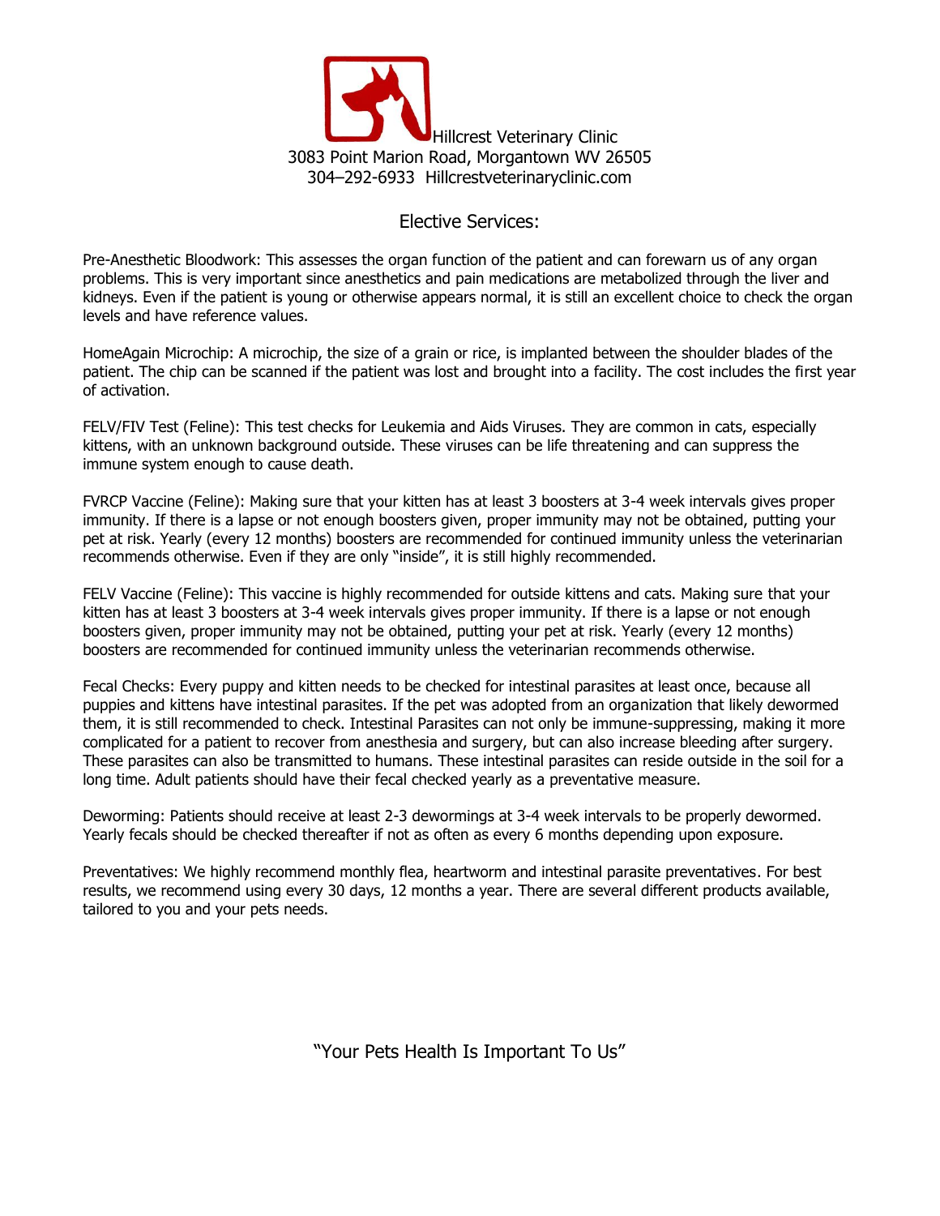Hillcrest Veterinary Clinic
3083 Point Marion Road, Morgantown WV 26505
304–292-6933 Hillcrestveterinaryclinic.com

## Elective Services:

Pre-Anesthetic Bloodwork: This assesses the organ function of the patient and can forewarn us of any organ problems. This is very important since anesthetics and pain medications are metabolized through the liver and kidneys. Even if the patient is young or otherwise appears normal, it is still an excellent choice to check the organ levels and have reference values.

HomeAgain Microchip: A microchip, the size of a grain or rice, is implanted between the shoulder blades of the patient. The chip can be scanned if the patient was lost and brought into a facility. The cost includes the first year of activation.

FELV/FIV Test (Feline): This test checks for Leukemia and Aids Viruses. They are common in cats, especially kittens, with an unknown background outside. These viruses can be life threatening and can suppress the immune system enough to cause death.

FVRCP Vaccine (Feline): Making sure that your kitten has at least 3 boosters at 3-4 week intervals gives proper immunity. If there is a lapse or not enough boosters given, proper immunity may not be obtained, putting your pet at risk. Yearly (every 12 months) boosters are recommended for continued immunity unless the veterinarian recommends otherwise. Even if they are only "inside", it is still highly recommended.

FELV Vaccine (Feline): This vaccine is highly recommended for outside kittens and cats. Making sure that your kitten has at least 3 boosters at 3-4 week intervals gives proper immunity. If there is a lapse or not enough boosters given, proper immunity may not be obtained, putting your pet at risk. Yearly (every 12 months) boosters are recommended for continued immunity unless the veterinarian recommends otherwise.

Fecal Checks: Every puppy and kitten needs to be checked for intestinal parasites at least once, because all puppies and kittens have intestinal parasites. If the pet was adopted from an organization that likely dewormed them, it is still recommended to check. Intestinal Parasites can not only be immune-suppressing, making it more complicated for a patient to recover from anesthesia and surgery, but can also increase bleeding after surgery. These parasites can also be transmitted to humans. These intestinal parasites can reside outside in the soil for a long time. Adult patients should have their fecal checked yearly as a preventative measure.

Deworming: Patients should receive at least 2-3 dewormings at 3-4 week intervals to be properly dewormed. Yearly fecals should be checked thereafter if not as often as every 6 months depending upon exposure.

Preventatives: We highly recommend monthly flea, heartworm and intestinal parasite preventatives. For best results, we recommend using every 30 days, 12 months a year. There are several different products available, tailored to you and your pets needs.

"Your Pets Health Is Important To Us"